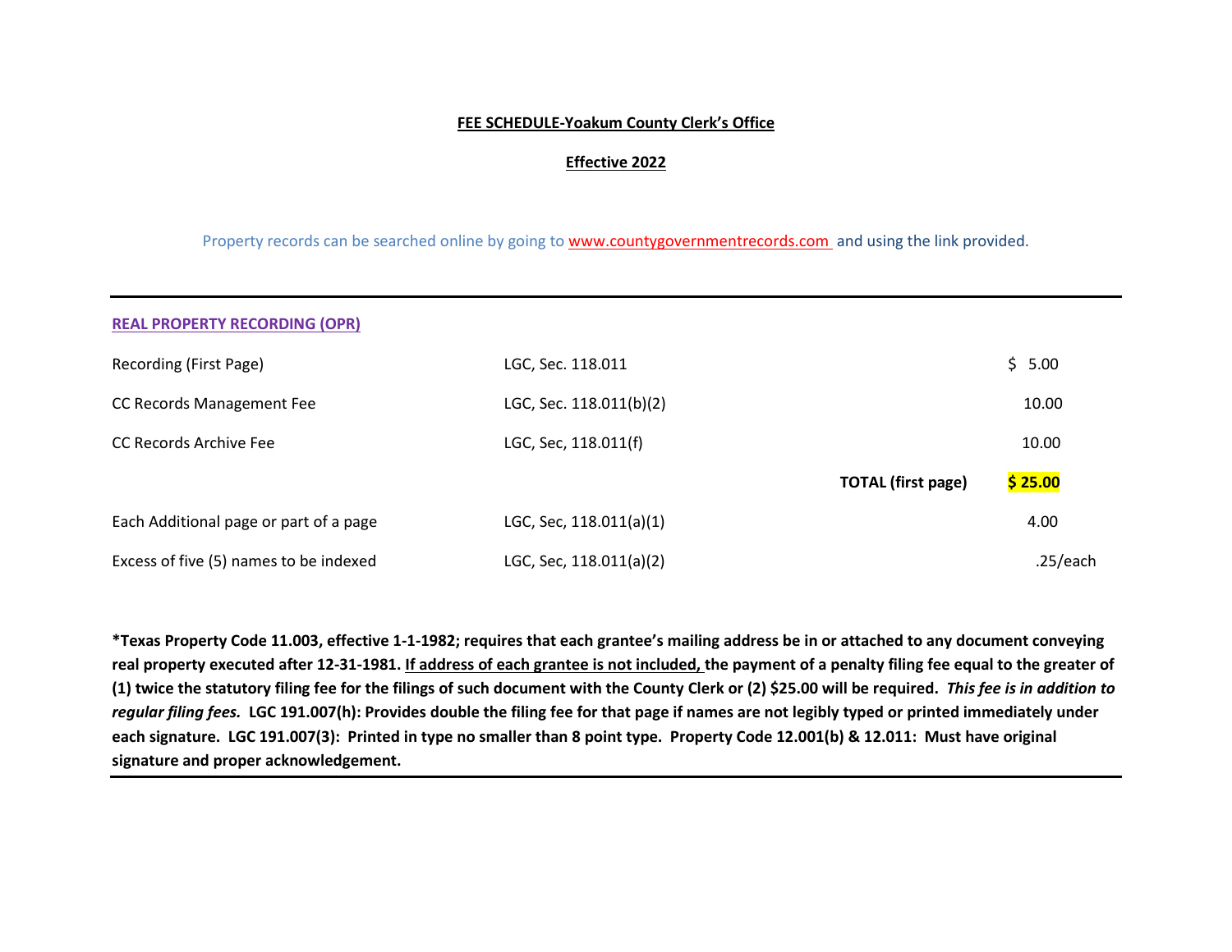**FEE SCHEDULE-Yoakum County Clerk's Office**

**Effective 2022**

Property records can be searched online by going to www.countygovernmentrecords.com and using the link provided.

**REAL PROPERTY RECORDING (OPR)**

| | | | |
|---|---|---|---|
| Recording (First Page) | LGC, Sec. 118.011 | | $ 5.00 |
| CC Records Management Fee | LGC, Sec. 118.011(b)(2) | | 10.00 |
| CC Records Archive Fee | LGC, Sec, 118.011(f) | | 10.00 |
| | | **TOTAL (first page)** | **$ 25.00** |
| Each Additional page or part of a page | LGC, Sec, 118.011(a)(1) | | 4.00 |
| Excess of five (5) names to be indexed | LGC, Sec, 118.011(a)(2) | | .25/each |

**\*Texas Property Code 11.003, effective 1-1-1982; requires that each grantee's mailing address be in or attached to any document conveying real property executed after 12-31-1981. If address of each grantee is not included, the payment of a penalty filing fee equal to the greater of (1) twice the statutory filing fee for the filings of such document with the County Clerk or (2) $25.00 will be required. *This fee is in addition to regular filing fees.* LGC 191.007(h): Provides double the filing fee for that page if names are not legibly typed or printed immediately under each signature. LGC 191.007(3): Printed in type no smaller than 8 point type. Property Code 12.001(b) & 12.011: Must have original signature and proper acknowledgement.**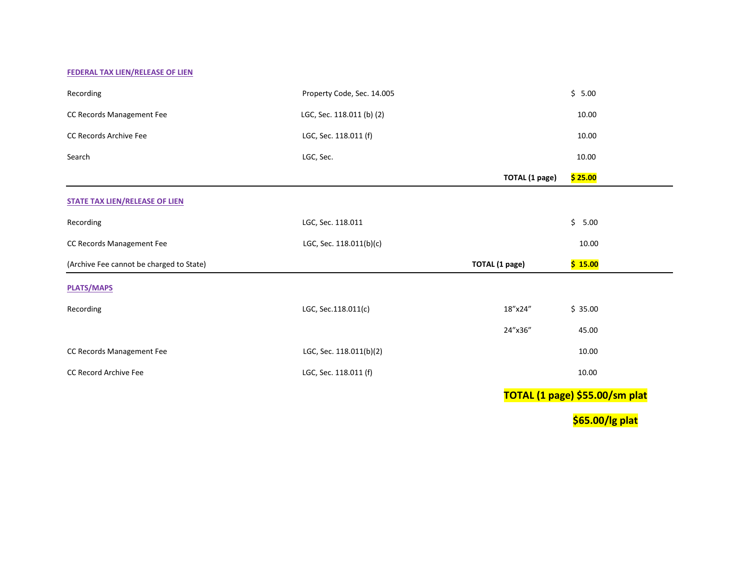**FEDERAL TAX LIEN/RELEASE OF LIEN**

| | | | |
|---|---|---|---|
| Recording | Property Code, Sec. 14.005 | | $ 5.00 |
| CC Records Management Fee | LGC, Sec. 118.011 (b) (2) | | 10.00 |
| CC Records Archive Fee | LGC, Sec. 118.011 (f) | | 10.00 |
| Search | LGC, Sec. | | 10.00 |
| | | **TOTAL (1 page)** | **$ 25.00** |

**STATE TAX LIEN/RELEASE OF LIEN**

| | | | |
|---|---|---|---|
| Recording | LGC, Sec. 118.011 | | $ 5.00 |
| CC Records Management Fee | LGC, Sec. 118.011(b)(c) | | 10.00 |
| (Archive Fee cannot be charged to State) | | **TOTAL (1 page)** | **$ 15.00** |

**PLATS/MAPS**

| | | | |
|---|---|---|---|
| Recording | LGC, Sec.118.011(c) | 18"x24" | $ 35.00 |
| | | 24"x36" | 45.00 |
| CC Records Management Fee | LGC, Sec. 118.011(b)(2) | | 10.00 |
| CC Record Archive Fee | LGC, Sec. 118.011 (f) | | 10.00 |

**TOTAL (1 page) $55.00/sm plat**

**$65.00/lg plat**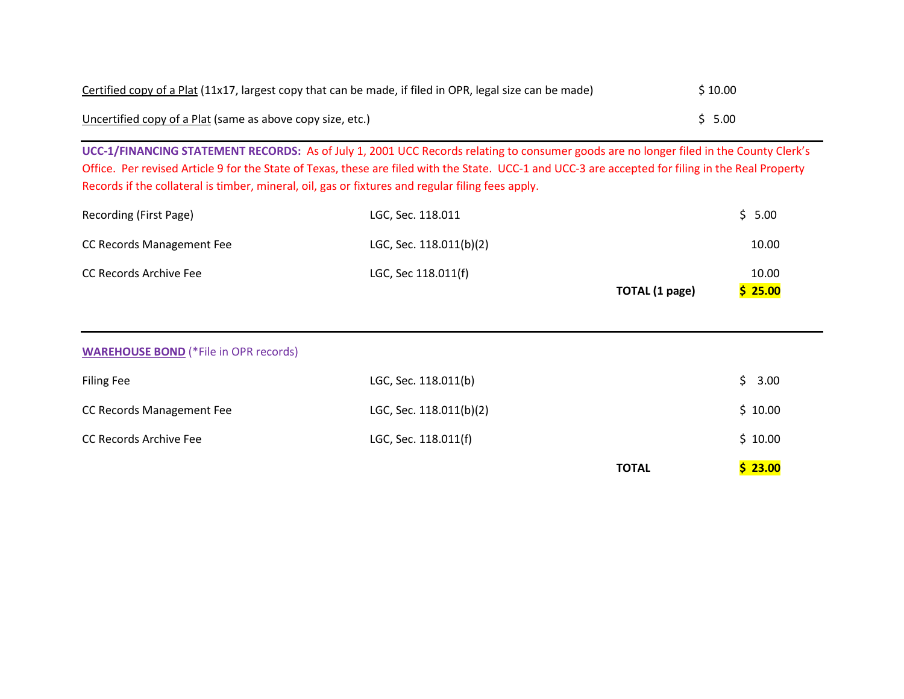| | |
|---|---|
| Certified copy of a Plat (11x17, largest copy that can be made, if filed in OPR, legal size can be made) | $ 10.00 |
| Uncertified copy of a Plat (same as above copy size, etc.) | $ 5.00 |

---

**UCC-1/FINANCING STATEMENT RECORDS:** As of July 1, 2001 UCC Records relating to consumer goods are no longer filed in the County Clerk's Office. Per revised Article 9 for the State of Texas, these are filed with the State. UCC-1 and UCC-3 are accepted for filing in the Real Property Records if the collateral is timber, mineral, oil, gas or fixtures and regular filing fees apply.

| | | | |
|---|---|---|---|
| Recording (First Page) | LGC, Sec. 118.011 | | $ 5.00 |
| CC Records Management Fee | LGC, Sec. 118.011(b)(2) | | 10.00 |
| CC Records Archive Fee | LGC, Sec 118.011(f) | | 10.00 |
| | | **TOTAL (1 page)** | **$ 25.00** |

---

**WAREHOUSE BOND** (*File in OPR records)

| | | | |
|---|---|---|---|
| Filing Fee | LGC, Sec. 118.011(b) | | $ 3.00 |
| CC Records Management Fee | LGC, Sec. 118.011(b)(2) | | $ 10.00 |
| CC Records Archive Fee | LGC, Sec. 118.011(f) | | $ 10.00 |
| | | **TOTAL** | **$ 23.00** |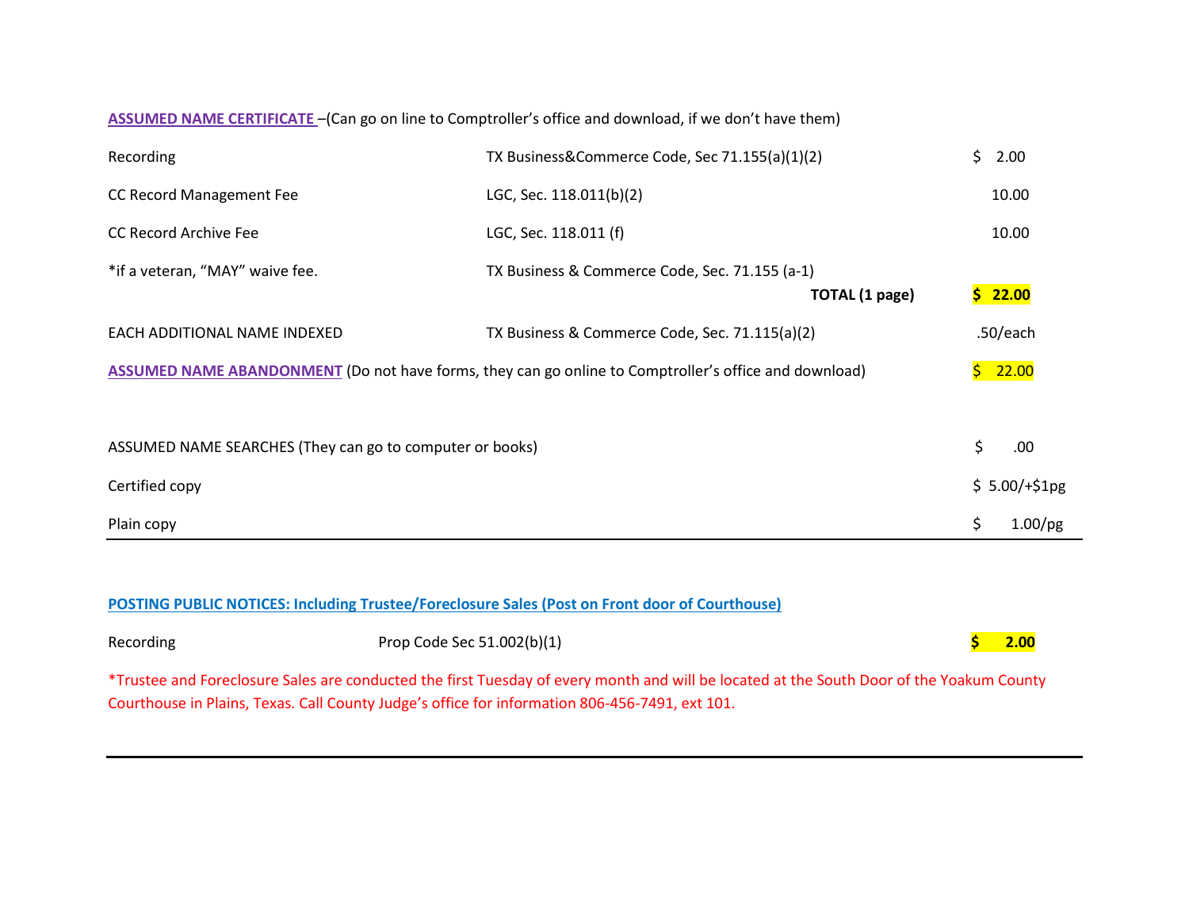**ASSUMED NAME CERTIFICATE** –(Can go on line to Comptroller's office and download, if we don't have them)

| | | |
|---|---|---|
| Recording | TX Business&Commerce Code, Sec 71.155(a)(1)(2) | $ 2.00 |
| CC Record Management Fee | LGC, Sec. 118.011(b)(2) | 10.00 |
| CC Record Archive Fee | LGC, Sec. 118.011 (f) | 10.00 |
| *if a veteran, "MAY" waive fee. | TX Business & Commerce Code, Sec. 71.155 (a-1) | |
| | **TOTAL (1 page)** | **$ 22.00** |
| EACH ADDITIONAL NAME INDEXED | TX Business & Commerce Code, Sec. 71.115(a)(2) | .50/each |

**ASSUMED NAME ABANDONMENT** (Do not have forms, they can go online to Comptroller's office and download) $ 22.00

| | |
|---|---|
| ASSUMED NAME SEARCHES (They can go to computer or books) | $ .00 |
| Certified copy | $ 5.00/+$1pg |
| Plain copy | $ 1.00/pg |

---

**POSTING PUBLIC NOTICES: Including Trustee/Foreclosure Sales (Post on Front door of Courthouse)**

| | | |
|---|---|---|
| Recording | Prop Code Sec 51.002(b)(1) | **$ 2.00** |

*Trustee and Foreclosure Sales are conducted the first Tuesday of every month and will be located at the South Door of the Yoakum County Courthouse in Plains, Texas. Call County Judge's office for information 806-456-7491, ext 101.

---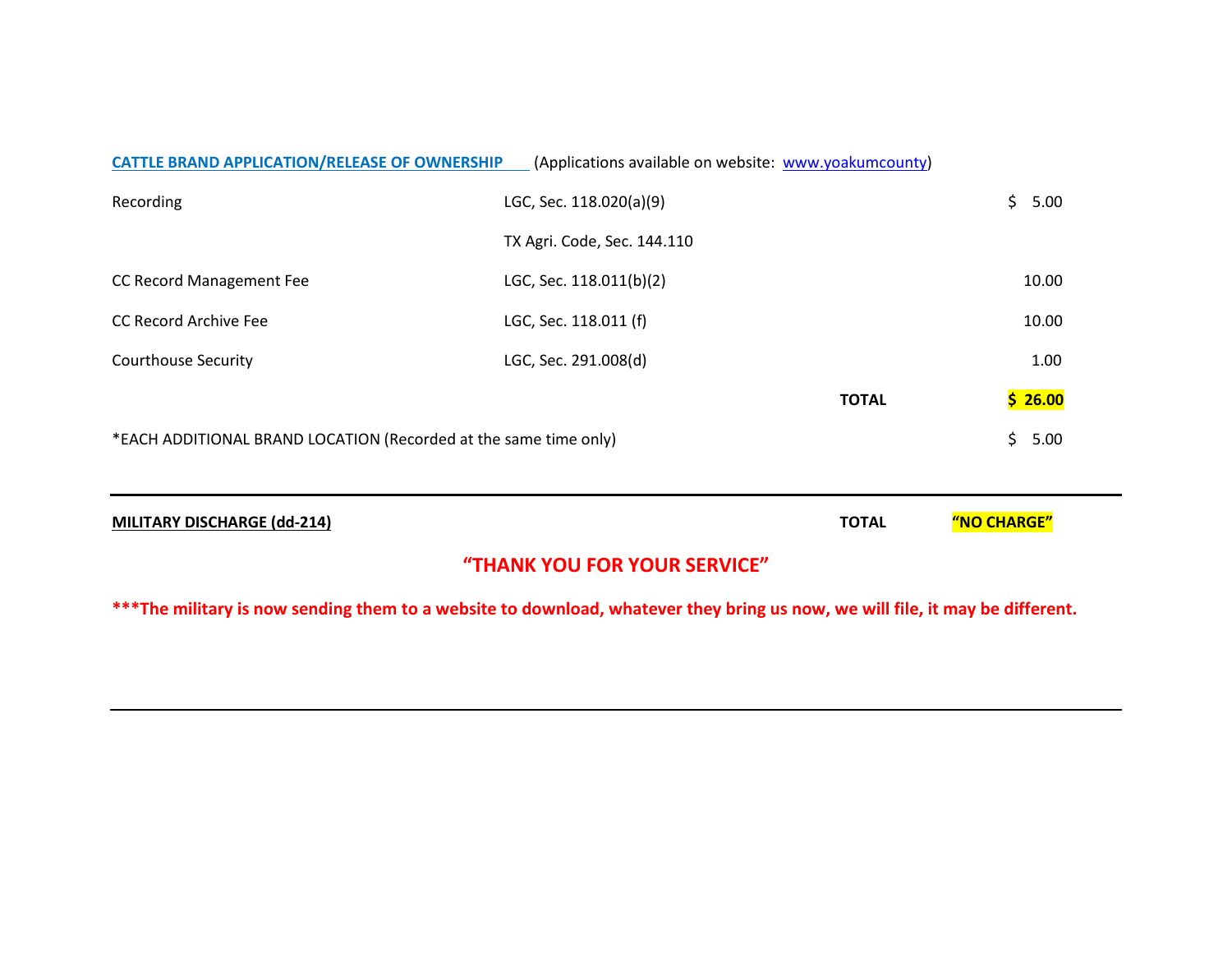**CATTLE BRAND APPLICATION/RELEASE OF OWNERSHIP** (Applications available on website: www.yoakumcounty)

| | | | |
|---|---|---|---|
| Recording | LGC, Sec. 118.020(a)(9) | | $ 5.00 |
| | TX Agri. Code, Sec. 144.110 | | |
| CC Record Management Fee | LGC, Sec. 118.011(b)(2) | | 10.00 |
| CC Record Archive Fee | LGC, Sec. 118.011 (f) | | 10.00 |
| Courthouse Security | LGC, Sec. 291.008(d) | | 1.00 |
| | | **TOTAL** | **$ 26.00** |
| *EACH ADDITIONAL BRAND LOCATION (Recorded at the same time only) | | | $ 5.00 |

---

**MILITARY DISCHARGE (dd-214)** **TOTAL** **"NO CHARGE"**

**"THANK YOU FOR YOUR SERVICE"**

**\*\*\*The military is now sending them to a website to download, whatever they bring us now, we will file, it may be different.**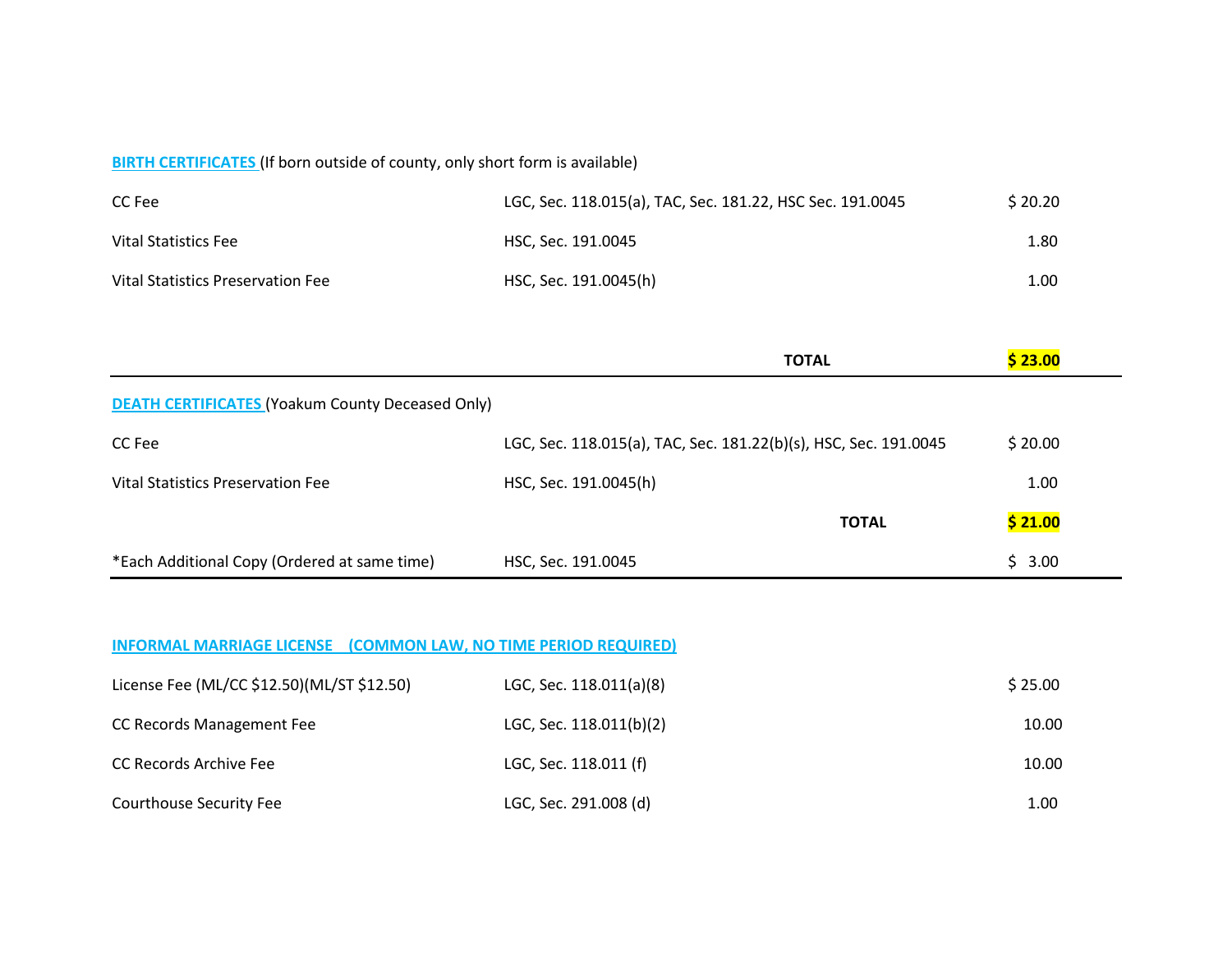**BIRTH CERTIFICATES** (If born outside of county, only short form is available)

| | | |
|---|---|---|
| CC Fee | LGC, Sec. 118.015(a), TAC, Sec. 181.22, HSC Sec. 191.0045 | $ 20.20 |
| Vital Statistics Fee | HSC, Sec. 191.0045 | 1.80 |
| Vital Statistics Preservation Fee | HSC, Sec. 191.0045(h) | 1.00 |
| | **TOTAL** | **$ 23.00** |

**DEATH CERTIFICATES** (Yoakum County Deceased Only)

| | | |
|---|---|---|
| CC Fee | LGC, Sec. 118.015(a), TAC, Sec. 181.22(b)(s), HSC, Sec. 191.0045 | $ 20.00 |
| Vital Statistics Preservation Fee | HSC, Sec. 191.0045(h) | 1.00 |
| | **TOTAL** | **$ 21.00** |
| *Each Additional Copy (Ordered at same time) | HSC, Sec. 191.0045 | $ 3.00 |

**INFORMAL MARRIAGE LICENSE (COMMON LAW, NO TIME PERIOD REQUIRED)**

| | | |
|---|---|---|
| License Fee (ML/CC $12.50)(ML/ST $12.50) | LGC, Sec. 118.011(a)(8) | $ 25.00 |
| CC Records Management Fee | LGC, Sec. 118.011(b)(2) | 10.00 |
| CC Records Archive Fee | LGC, Sec. 118.011 (f) | 10.00 |
| Courthouse Security Fee | LGC, Sec. 291.008 (d) | 1.00 |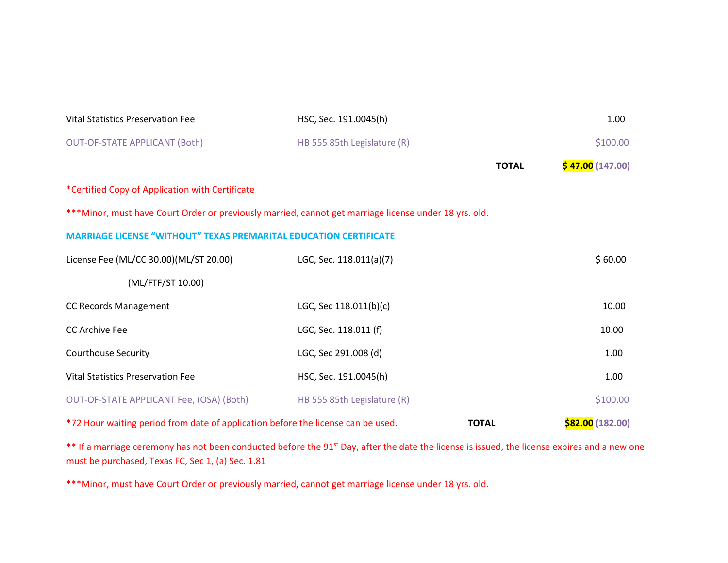| | | | |
|---|---|---|---|
| Vital Statistics Preservation Fee | HSC, Sec. 191.0045(h) | | 1.00 |
| OUT-OF-STATE APPLICANT (Both) | HB 555 85th Legislature (R) | | $100.00 |
| | | **TOTAL** | **$ 47.00 (147.00)** |

*Certified Copy of Application with Certificate

***Minor, must have Court Order or previously married, cannot get marriage license under 18 yrs. old.

**MARRIAGE LICENSE "WITHOUT" TEXAS PREMARITAL EDUCATION CERTIFICATE**

| | | | |
|---|---|---|---|
| License Fee (ML/CC 30.00)(ML/ST 20.00) (ML/FTF/ST 10.00) | LGC, Sec. 118.011(a)(7) | | $ 60.00 |
| CC Records Management | LGC, Sec 118.011(b)(c) | | 10.00 |
| CC Archive Fee | LGC, Sec. 118.011 (f) | | 10.00 |
| Courthouse Security | LGC, Sec 291.008 (d) | | 1.00 |
| Vital Statistics Preservation Fee | HSC, Sec. 191.0045(h) | | 1.00 |
| OUT-OF-STATE APPLICANT Fee, (OSA) (Both) | HB 555 85th Legislature (R) | | $100.00 |
| *72 Hour waiting period from date of application before the license can be used. | | **TOTAL** | **$82.00 (182.00)** |

** If a marriage ceremony has not been conducted before the 91st Day, after the date the license is issued, the license expires and a new one must be purchased, Texas FC, Sec 1, (a) Sec. 1.81

***Minor, must have Court Order or previously married, cannot get marriage license under 18 yrs. old.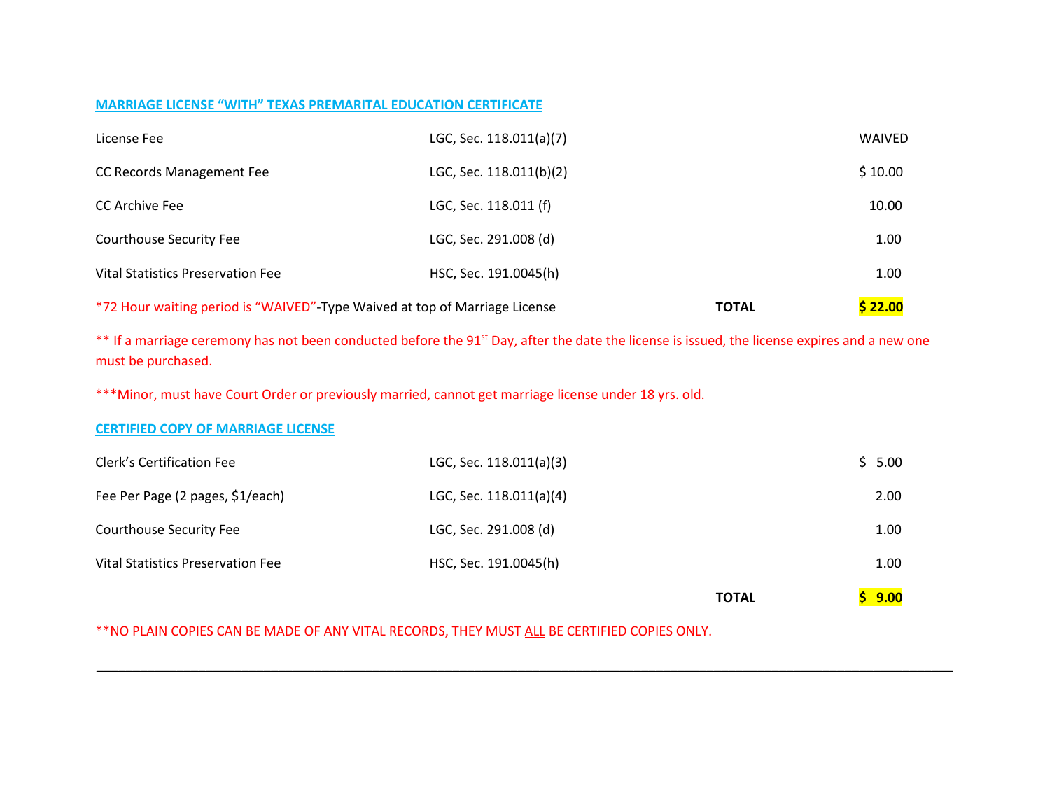## MARRIAGE LICENSE "WITH" TEXAS PREMARITAL EDUCATION CERTIFICATE

| | | | |
|---|---|---|---|
| License Fee | LGC, Sec. 118.011(a)(7) | | WAIVED |
| CC Records Management Fee | LGC, Sec. 118.011(b)(2) | | $ 10.00 |
| CC Archive Fee | LGC, Sec. 118.011 (f) | | 10.00 |
| Courthouse Security Fee | LGC, Sec. 291.008 (d) | | 1.00 |
| Vital Statistics Preservation Fee | HSC, Sec. 191.0045(h) | | 1.00 |
| *72 Hour waiting period is "WAIVED"-Type Waived at top of Marriage License | | **TOTAL** | **$ 22.00** |

** If a marriage ceremony has not been conducted before the 91st Day, after the date the license is issued, the license expires and a new one must be purchased.

***Minor, must have Court Order or previously married, cannot get marriage license under 18 yrs. old.

## CERTIFIED COPY OF MARRIAGE LICENSE

| | | | |
|---|---|---|---|
| Clerk's Certification Fee | LGC, Sec. 118.011(a)(3) | | $ 5.00 |
| Fee Per Page (2 pages, $1/each) | LGC, Sec. 118.011(a)(4) | | 2.00 |
| Courthouse Security Fee | LGC, Sec. 291.008 (d) | | 1.00 |
| Vital Statistics Preservation Fee | HSC, Sec. 191.0045(h) | | 1.00 |
| | | **TOTAL** | **$ 9.00** |

**NO PLAIN COPIES CAN BE MADE OF ANY VITAL RECORDS, THEY MUST ALL BE CERTIFIED COPIES ONLY.

---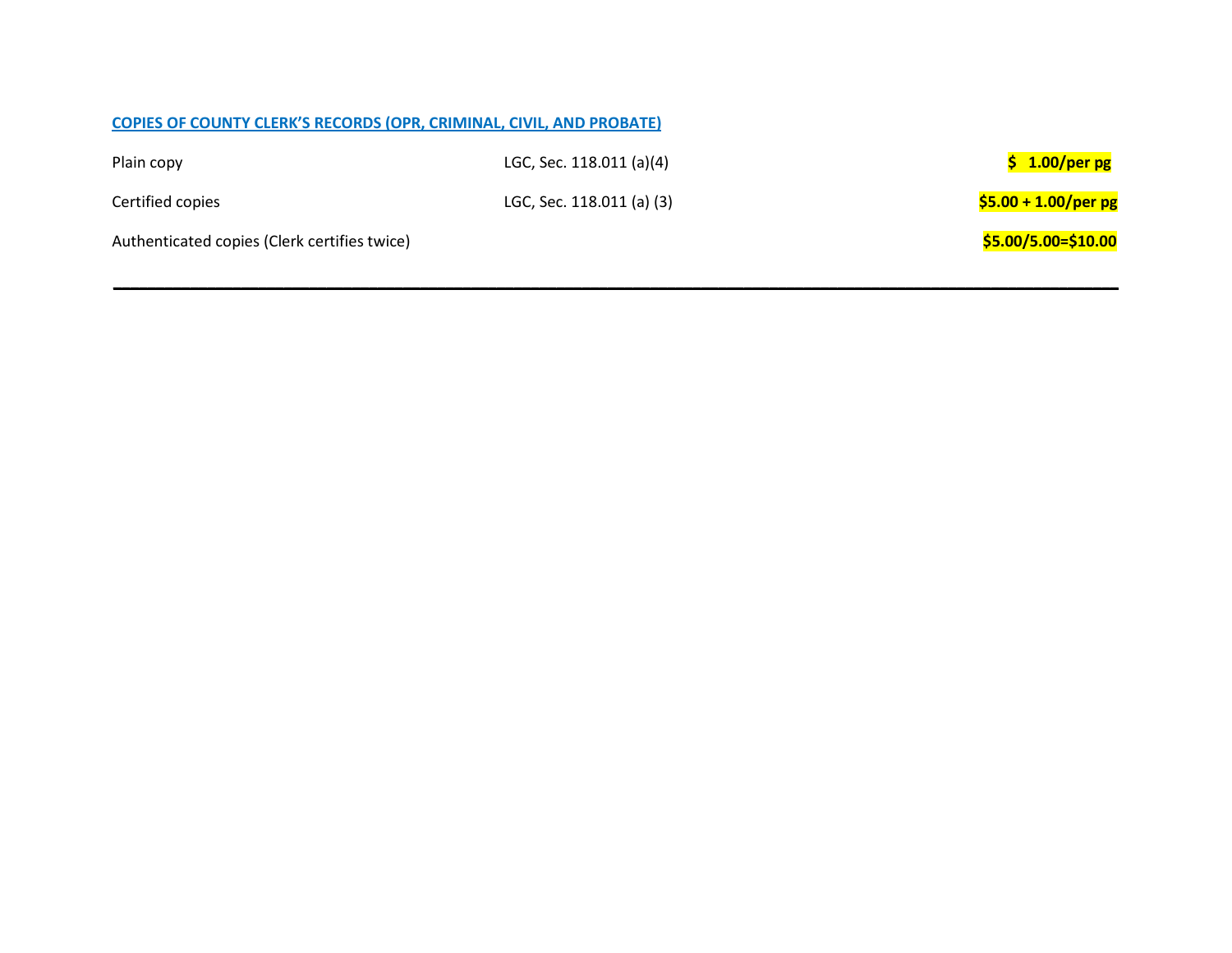## COPIES OF COUNTY CLERK'S RECORDS (OPR, CRIMINAL, CIVIL, AND PROBATE)

| | | |
|---|---|---|
| Plain copy | LGC, Sec. 118.011 (a)(4) | **$ 1.00/per pg** |
| Certified copies | LGC, Sec. 118.011 (a) (3) | **$5.00 + 1.00/per pg** |
| Authenticated copies (Clerk certifies twice) | | **$5.00/5.00=$10.00** |

---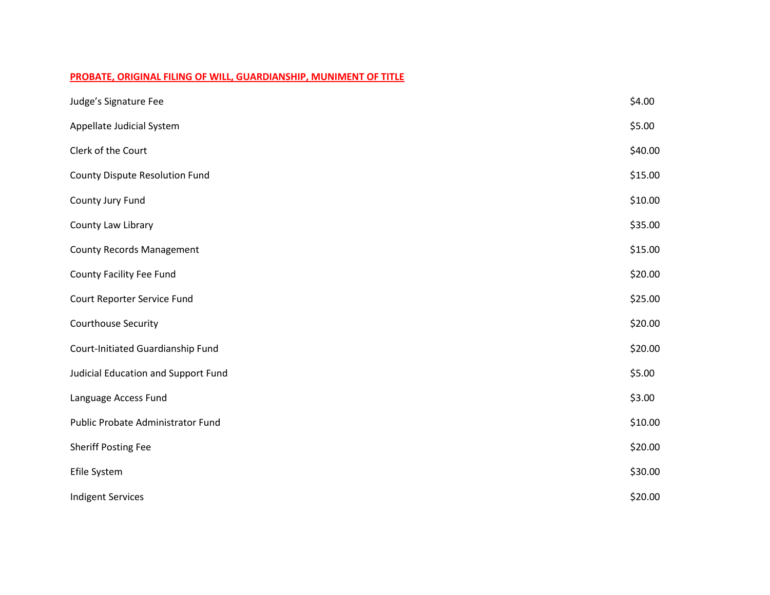## PROBATE, ORIGINAL FILING OF WILL, GUARDIANSHIP, MUNIMENT OF TITLE

| | |
|---|---|
| Judge's Signature Fee | $4.00 |
| Appellate Judicial System | $5.00 |
| Clerk of the Court | $40.00 |
| County Dispute Resolution Fund | $15.00 |
| County Jury Fund | $10.00 |
| County Law Library | $35.00 |
| County Records Management | $15.00 |
| County Facility Fee Fund | $20.00 |
| Court Reporter Service Fund | $25.00 |
| Courthouse Security | $20.00 |
| Court-Initiated Guardianship Fund | $20.00 |
| Judicial Education and Support Fund | $5.00 |
| Language Access Fund | $3.00 |
| Public Probate Administrator Fund | $10.00 |
| Sheriff Posting Fee | $20.00 |
| Efile System | $30.00 |
| Indigent Services | $20.00 |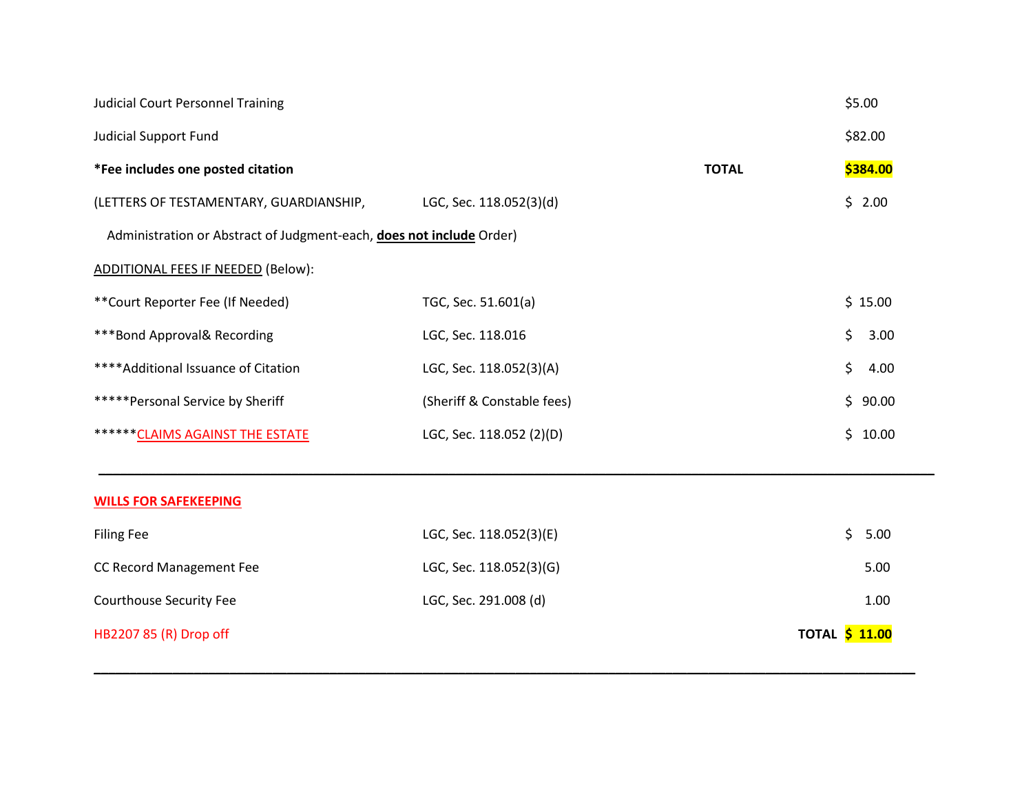| | | | |
|---|---|---|---|
| Judicial Court Personnel Training | | | $5.00 |
| Judicial Support Fund | | | $82.00 |
| ***Fee includes one posted citation** | | **TOTAL** | **$384.00** |
| (LETTERS OF TESTAMENTARY, GUARDIANSHIP, Administration or Abstract of Judgment-each, **does not include** Order) | LGC, Sec. 118.052(3)(d) | | $ 2.00 |

ADDITIONAL FEES IF NEEDED (Below):

| | | |
|---|---|---|
| **Court Reporter Fee (If Needed) | TGC, Sec. 51.601(a) | $ 15.00 |
| ***Bond Approval& Recording | LGC, Sec. 118.016 | $ 3.00 |
| ****Additional Issuance of Citation | LGC, Sec. 118.052(3)(A) | $ 4.00 |
| *****Personal Service by Sheriff | (Sheriff & Constable fees) | $ 90.00 |
| ******CLAIMS AGAINST THE ESTATE | LGC, Sec. 118.052 (2)(D) | $ 10.00 |

---

**WILLS FOR SAFEKEEPING**

| | | | |
|---|---|---|---|
| Filing Fee | LGC, Sec. 118.052(3)(E) | | $ 5.00 |
| CC Record Management Fee | LGC, Sec. 118.052(3)(G) | | 5.00 |
| Courthouse Security Fee | LGC, Sec. 291.008 (d) | | 1.00 |
| HB2207 85 (R) Drop off | | **TOTAL** | **$ 11.00** |

---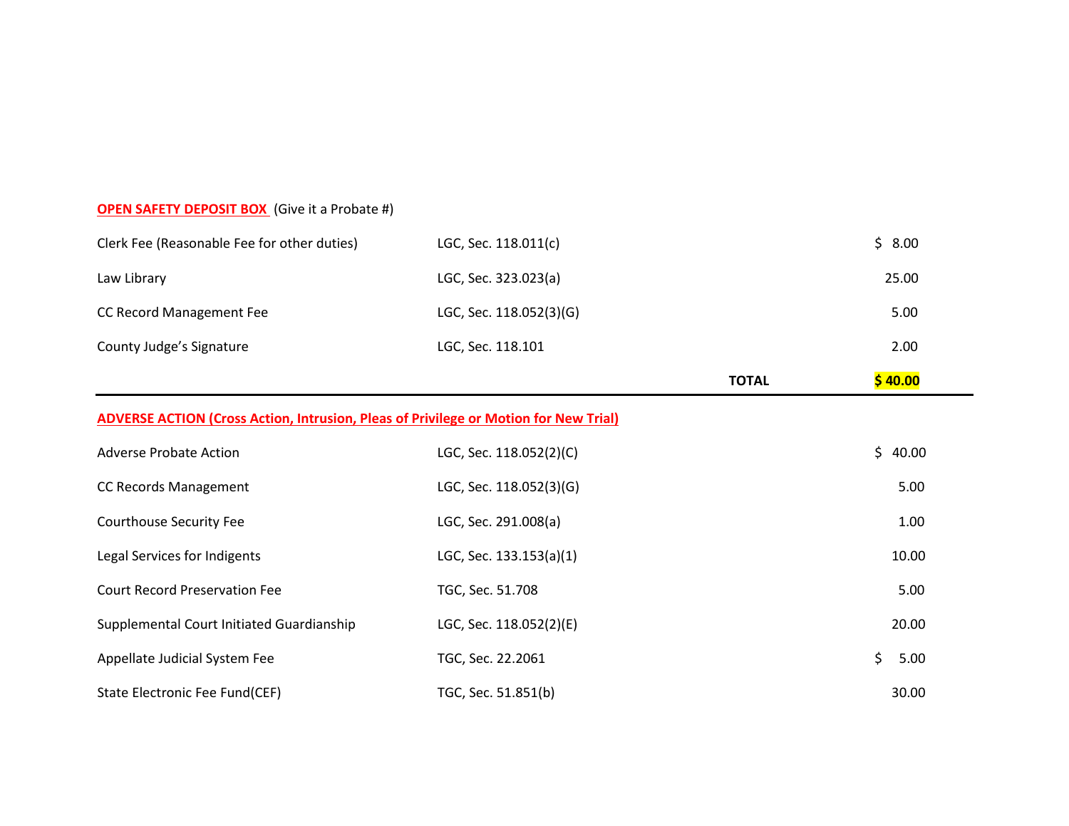**OPEN SAFETY DEPOSIT BOX** (Give it a Probate #)

| | | | |
|---|---|---|---|
| Clerk Fee (Reasonable Fee for other duties) | LGC, Sec. 118.011(c) | | $ 8.00 |
| Law Library | LGC, Sec. 323.023(a) | | 25.00 |
| CC Record Management Fee | LGC, Sec. 118.052(3)(G) | | 5.00 |
| County Judge's Signature | LGC, Sec. 118.101 | | 2.00 |
| | | **TOTAL** | **$ 40.00** |

**ADVERSE ACTION (Cross Action, Intrusion, Pleas of Privilege or Motion for New Trial)**

| | | |
|---|---|---|
| Adverse Probate Action | LGC, Sec. 118.052(2)(C) | $ 40.00 |
| CC Records Management | LGC, Sec. 118.052(3)(G) | 5.00 |
| Courthouse Security Fee | LGC, Sec. 291.008(a) | 1.00 |
| Legal Services for Indigents | LGC, Sec. 133.153(a)(1) | 10.00 |
| Court Record Preservation Fee | TGC, Sec. 51.708 | 5.00 |
| Supplemental Court Initiated Guardianship | LGC, Sec. 118.052(2)(E) | 20.00 |
| Appellate Judicial System Fee | TGC, Sec. 22.2061 | $ 5.00 |
| State Electronic Fee Fund(CEF) | TGC, Sec. 51.851(b) | 30.00 |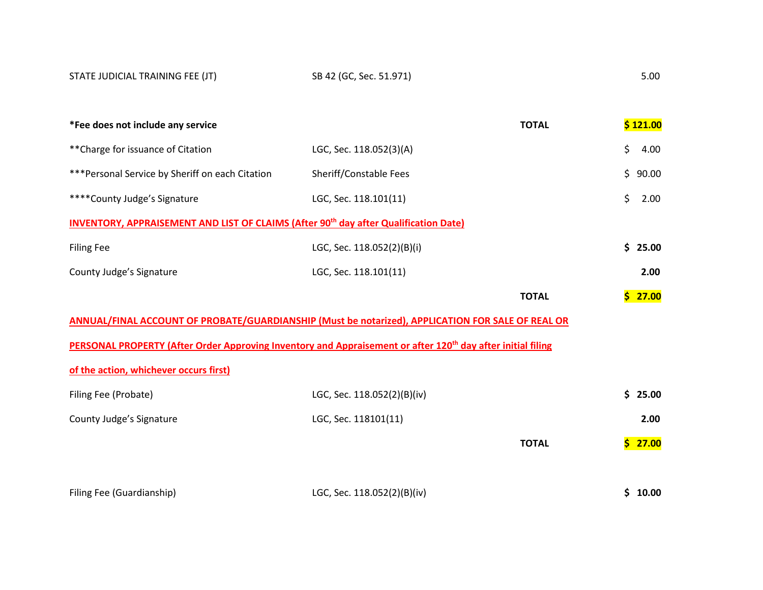| | | | |
|---|---|---|---|
| STATE JUDICIAL TRAINING FEE (JT) | SB 42 (GC, Sec. 51.971) | | 5.00 |
| **\*Fee does not include any service** | | **TOTAL** | **$ 121.00** |
| **Charge for issuance of Citation | LGC, Sec. 118.052(3)(A) | | $ 4.00 |
| ***Personal Service by Sheriff on each Citation | Sheriff/Constable Fees | | $ 90.00 |
| ****County Judge's Signature | LGC, Sec. 118.101(11) | | $ 2.00 |

**INVENTORY, APPRAISEMENT AND LIST OF CLAIMS (After 90th day after Qualification Date)**

| | | | |
|---|---|---|---|
| Filing Fee | LGC, Sec. 118.052(2)(B)(i) | | **$ 25.00** |
| County Judge's Signature | LGC, Sec. 118.101(11) | | **2.00** |
| | | **TOTAL** | **$ 27.00** |

**ANNUAL/FINAL ACCOUNT OF PROBATE/GUARDIANSHIP (Must be notarized), APPLICATION FOR SALE OF REAL OR PERSONAL PROPERTY (After Order Approving Inventory and Appraisement or after 120th day after initial filing of the action, whichever occurs first)**

| | | | |
|---|---|---|---|
| Filing Fee (Probate) | LGC, Sec. 118.052(2)(B)(iv) | | **$ 25.00** |
| County Judge's Signature | LGC, Sec. 118101(11) | | **2.00** |
| | | **TOTAL** | **$ 27.00** |
| Filing Fee (Guardianship) | LGC, Sec. 118.052(2)(B)(iv) | | **$ 10.00** |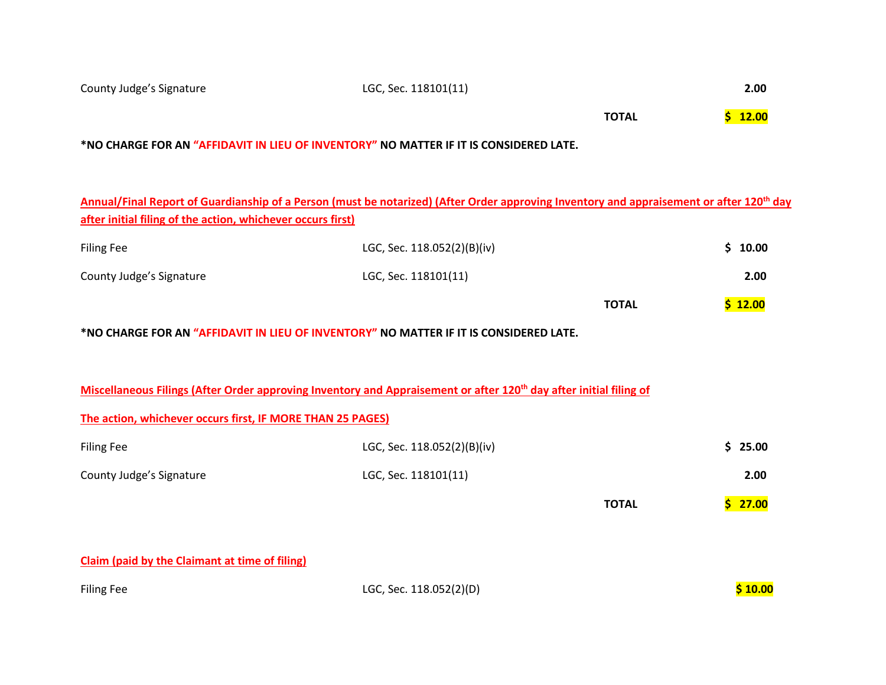| | | | |
|---|---|---|---|
| County Judge's Signature | LGC, Sec. 118101(11) | | 2.00 |
| | | **TOTAL** | **$ 12.00** |

***NO CHARGE FOR AN "AFFIDAVIT IN LIEU OF INVENTORY" NO MATTER IF IT IS CONSIDERED LATE.**

**Annual/Final Report of Guardianship of a Person (must be notarized) (After Order approving Inventory and appraisement or after 120th day after initial filing of the action, whichever occurs first)**

| | | | |
|---|---|---|---|
| Filing Fee | LGC, Sec. 118.052(2)(B)(iv) | | **$ 10.00** |
| County Judge's Signature | LGC, Sec. 118101(11) | | **2.00** |
| | | **TOTAL** | **$ 12.00** |

***NO CHARGE FOR AN "AFFIDAVIT IN LIEU OF INVENTORY" NO MATTER IF IT IS CONSIDERED LATE.**

**Miscellaneous Filings (After Order approving Inventory and Appraisement or after 120th day after initial filing of The action, whichever occurs first, IF MORE THAN 25 PAGES)**

| | | | |
|---|---|---|---|
| Filing Fee | LGC, Sec. 118.052(2)(B)(iv) | | **$ 25.00** |
| County Judge's Signature | LGC, Sec. 118101(11) | | **2.00** |
| | | **TOTAL** | **$ 27.00** |

**Claim (paid by the Claimant at time of filing)**

| | | |
|---|---|---|
| Filing Fee | LGC, Sec. 118.052(2)(D) | **$ 10.00** |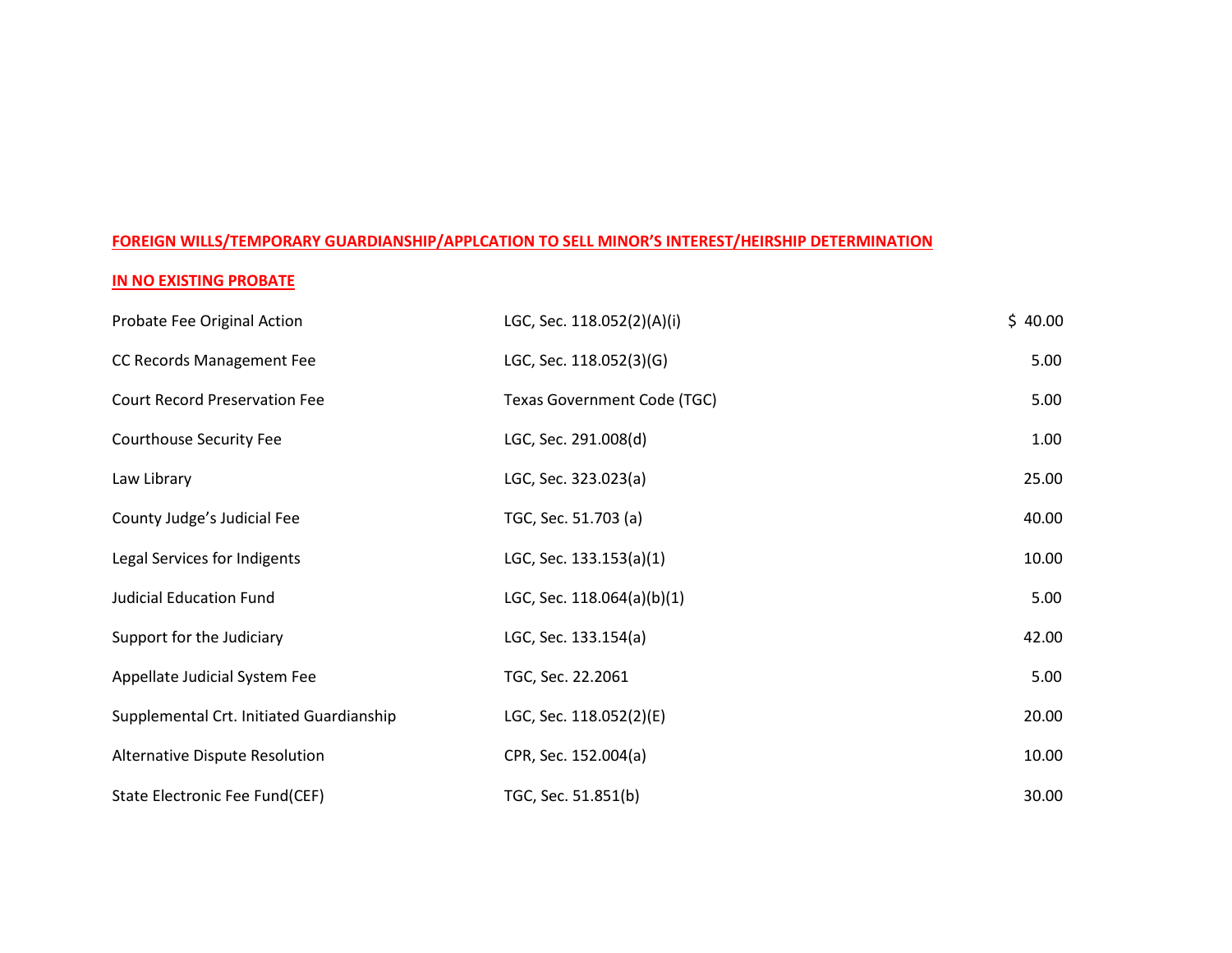**FOREIGN WILLS/TEMPORARY GUARDIANSHIP/APPLCATION TO SELL MINOR'S INTEREST/HEIRSHIP DETERMINATION**

**IN NO EXISTING PROBATE**

| | | |
|---|---|---|
| Probate Fee Original Action | LGC, Sec. 118.052(2)(A)(i) | $ 40.00 |
| CC Records Management Fee | LGC, Sec. 118.052(3)(G) | 5.00 |
| Court Record Preservation Fee | Texas Government Code (TGC) | 5.00 |
| Courthouse Security Fee | LGC, Sec. 291.008(d) | 1.00 |
| Law Library | LGC, Sec. 323.023(a) | 25.00 |
| County Judge's Judicial Fee | TGC, Sec. 51.703 (a) | 40.00 |
| Legal Services for Indigents | LGC, Sec. 133.153(a)(1) | 10.00 |
| Judicial Education Fund | LGC, Sec. 118.064(a)(b)(1) | 5.00 |
| Support for the Judiciary | LGC, Sec. 133.154(a) | 42.00 |
| Appellate Judicial System Fee | TGC, Sec. 22.2061 | 5.00 |
| Supplemental Crt. Initiated Guardianship | LGC, Sec. 118.052(2)(E) | 20.00 |
| Alternative Dispute Resolution | CPR, Sec. 152.004(a) | 10.00 |
| State Electronic Fee Fund(CEF) | TGC, Sec. 51.851(b) | 30.00 |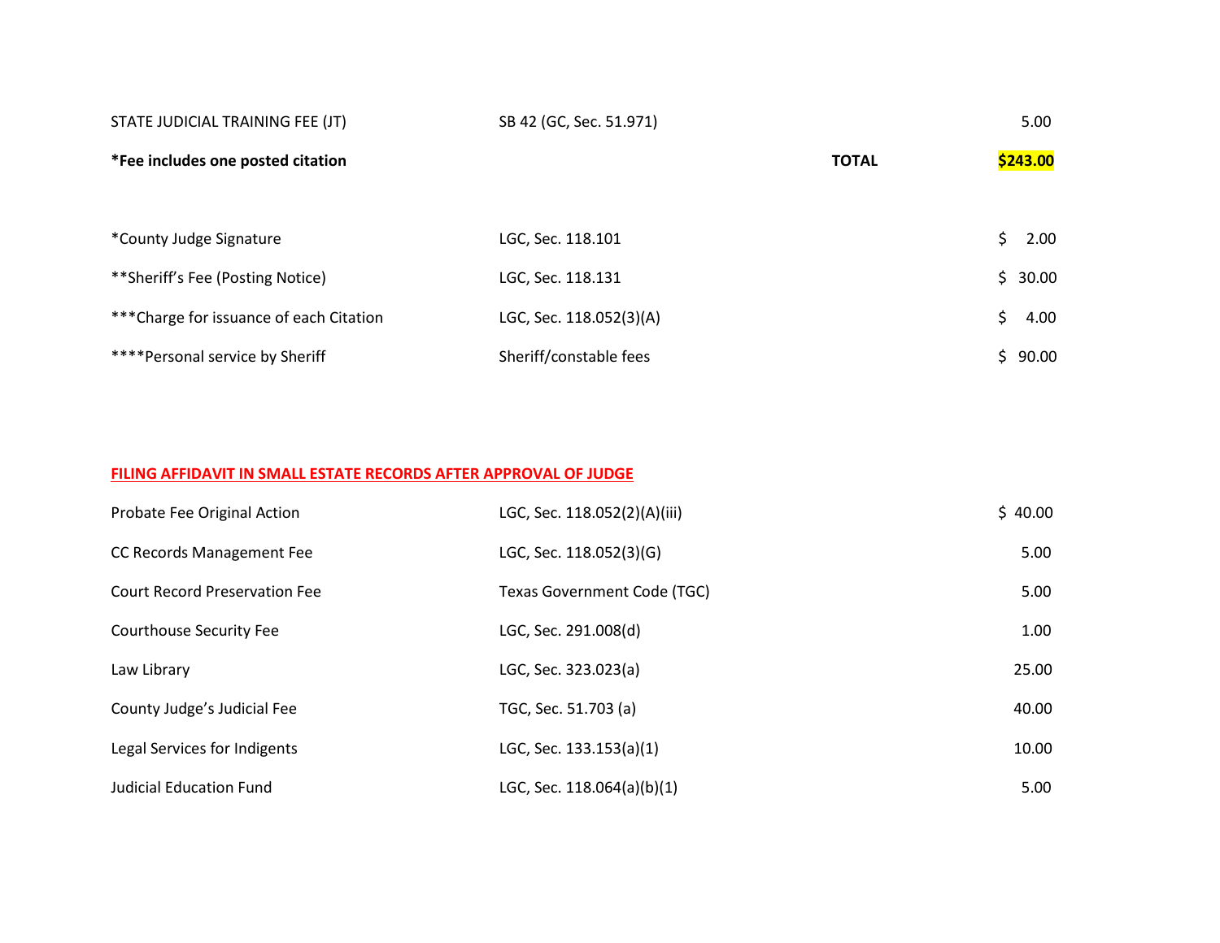| | | | |
|---|---|---|---|
| STATE JUDICIAL TRAINING FEE (JT) | SB 42 (GC, Sec. 51.971) | | 5.00 |
| **\*Fee includes one posted citation** | | **TOTAL** | **$243.00** |

| | | |
|---|---|---|
| *County Judge Signature | LGC, Sec. 118.101 | $ 2.00 |
| **Sheriff's Fee (Posting Notice) | LGC, Sec. 118.131 | $ 30.00 |
| ***Charge for issuance of each Citation | LGC, Sec. 118.052(3)(A) | $ 4.00 |
| ****Personal service by Sheriff | Sheriff/constable fees | $ 90.00 |

**FILING AFFIDAVIT IN SMALL ESTATE RECORDS AFTER APPROVAL OF JUDGE**

| | | |
|---|---|---|
| Probate Fee Original Action | LGC, Sec. 118.052(2)(A)(iii) | $ 40.00 |
| CC Records Management Fee | LGC, Sec. 118.052(3)(G) | 5.00 |
| Court Record Preservation Fee | Texas Government Code (TGC) | 5.00 |
| Courthouse Security Fee | LGC, Sec. 291.008(d) | 1.00 |
| Law Library | LGC, Sec. 323.023(a) | 25.00 |
| County Judge's Judicial Fee | TGC, Sec. 51.703 (a) | 40.00 |
| Legal Services for Indigents | LGC, Sec. 133.153(a)(1) | 10.00 |
| Judicial Education Fund | LGC, Sec. 118.064(a)(b)(1) | 5.00 |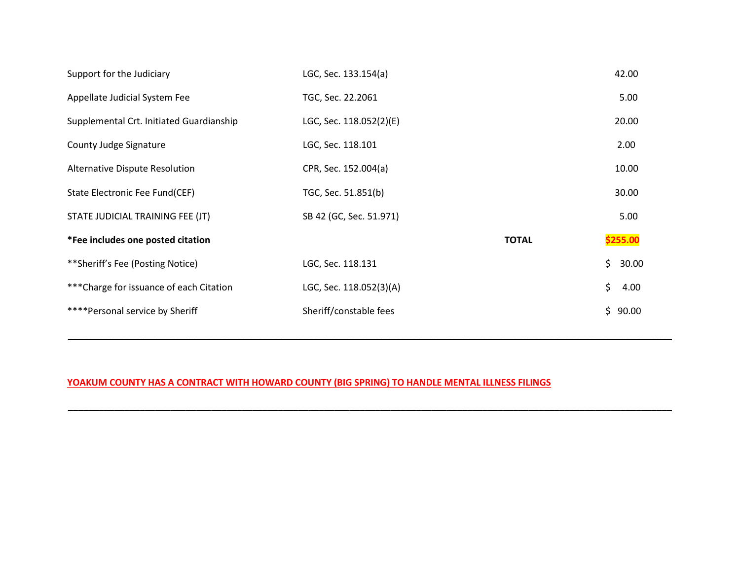| | | | |
|---|---|---|---|
| Support for the Judiciary | LGC, Sec. 133.154(a) | | 42.00 |
| Appellate Judicial System Fee | TGC, Sec. 22.2061 | | 5.00 |
| Supplemental Crt. Initiated Guardianship | LGC, Sec. 118.052(2)(E) | | 20.00 |
| County Judge Signature | LGC, Sec. 118.101 | | 2.00 |
| Alternative Dispute Resolution | CPR, Sec. 152.004(a) | | 10.00 |
| State Electronic Fee Fund(CEF) | TGC, Sec. 51.851(b) | | 30.00 |
| STATE JUDICIAL TRAINING FEE (JT) | SB 42 (GC, Sec. 51.971) | | 5.00 |
| ***Fee includes one posted citation** | | **TOTAL** | **$255.00** |
| **Sheriff's Fee (Posting Notice) | LGC, Sec. 118.131 | | $ 30.00 |
| ***Charge for issuance of each Citation | LGC, Sec. 118.052(3)(A) | | $ 4.00 |
| ****Personal service by Sheriff | Sheriff/constable fees | | $ 90.00 |

---

**YOAKUM COUNTY HAS A CONTRACT WITH HOWARD COUNTY (BIG SPRING) TO HANDLE MENTAL ILLNESS FILINGS**

---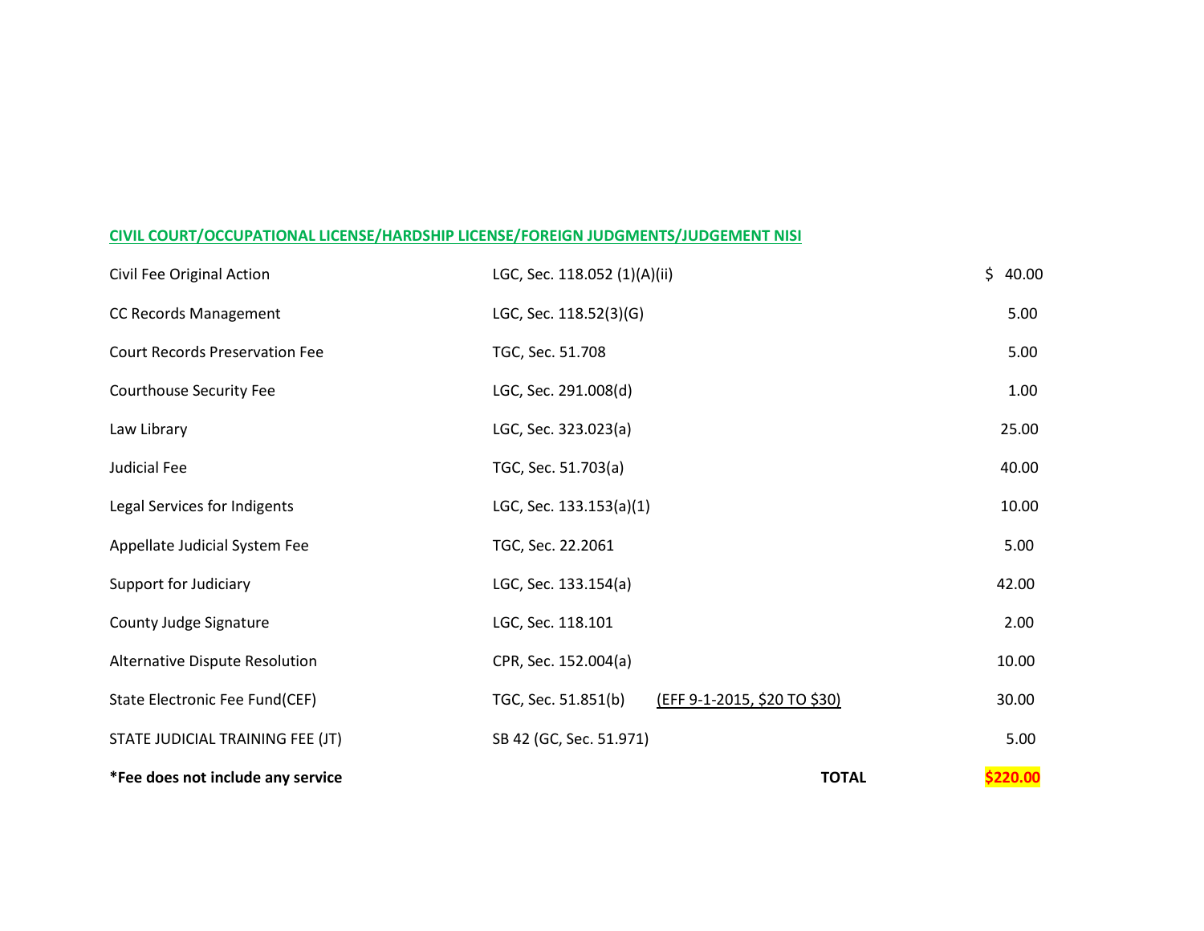**CIVIL COURT/OCCUPATIONAL LICENSE/HARDSHIP LICENSE/FOREIGN JUDGMENTS/JUDGEMENT NISI**

| | | | |
|---|---|---|---|
| Civil Fee Original Action | LGC, Sec. 118.052 (1)(A)(ii) | | $ 40.00 |
| CC Records Management | LGC, Sec. 118.52(3)(G) | | 5.00 |
| Court Records Preservation Fee | TGC, Sec. 51.708 | | 5.00 |
| Courthouse Security Fee | LGC, Sec. 291.008(d) | | 1.00 |
| Law Library | LGC, Sec. 323.023(a) | | 25.00 |
| Judicial Fee | TGC, Sec. 51.703(a) | | 40.00 |
| Legal Services for Indigents | LGC, Sec. 133.153(a)(1) | | 10.00 |
| Appellate Judicial System Fee | TGC, Sec. 22.2061 | | 5.00 |
| Support for Judiciary | LGC, Sec. 133.154(a) | | 42.00 |
| County Judge Signature | LGC, Sec. 118.101 | | 2.00 |
| Alternative Dispute Resolution | CPR, Sec. 152.004(a) | | 10.00 |
| State Electronic Fee Fund(CEF) | TGC, Sec. 51.851(b) | (EFF 9-1-2015, $20 TO $30) | 30.00 |
| STATE JUDICIAL TRAINING FEE (JT) | SB 42 (GC, Sec. 51.971) | | 5.00 |
| ***Fee does not include any service** | | **TOTAL** | **$220.00** |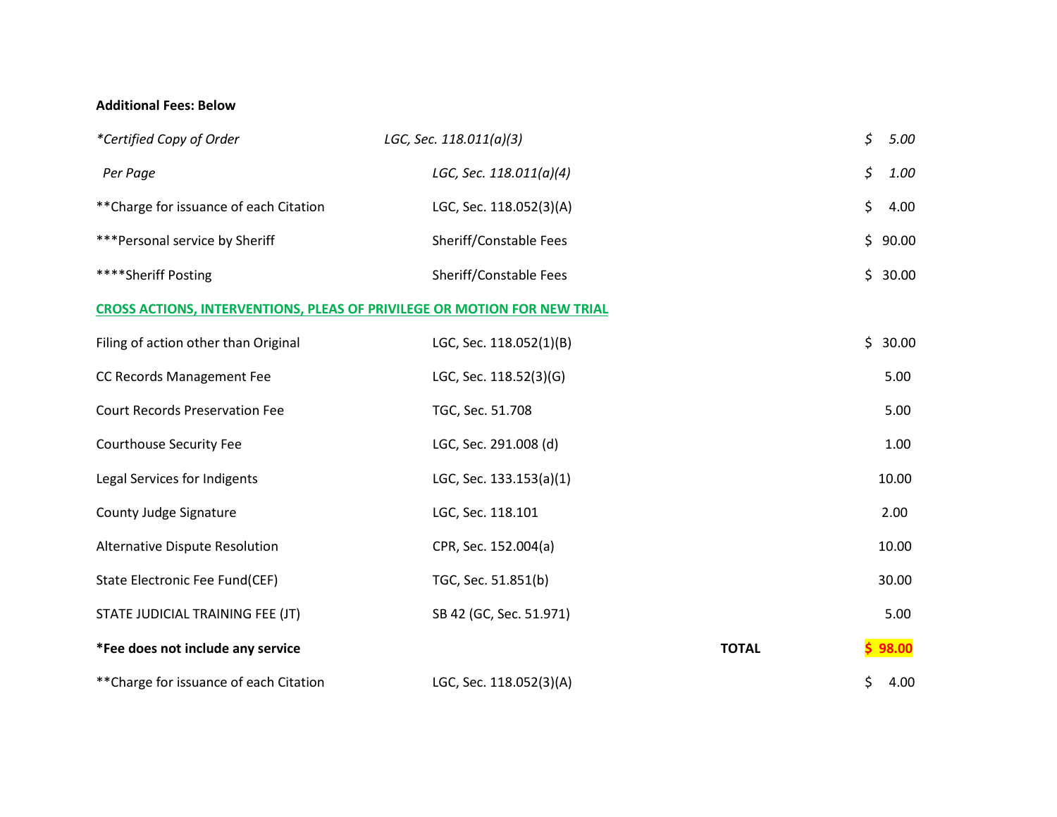**Additional Fees: Below**

| | | | |
|---|---|---|---|
| *\*Certified Copy of Order* | *LGC, Sec. 118.011(a)(3)* | | *$ 5.00* |
| *Per Page* | *LGC, Sec. 118.011(a)(4)* | | *$ 1.00* |
| **Charge for issuance of each Citation | LGC, Sec. 118.052(3)(A) | | $ 4.00 |
| ***Personal service by Sheriff | Sheriff/Constable Fees | | $ 90.00 |
| ****Sheriff Posting | Sheriff/Constable Fees | | $ 30.00 |

**CROSS ACTIONS, INTERVENTIONS, PLEAS OF PRIVILEGE OR MOTION FOR NEW TRIAL**

| | | | |
|---|---|---|---|
| Filing of action other than Original | LGC, Sec. 118.052(1)(B) | | $ 30.00 |
| CC Records Management Fee | LGC, Sec. 118.52(3)(G) | | 5.00 |
| Court Records Preservation Fee | TGC, Sec. 51.708 | | 5.00 |
| Courthouse Security Fee | LGC, Sec. 291.008 (d) | | 1.00 |
| Legal Services for Indigents | LGC, Sec. 133.153(a)(1) | | 10.00 |
| County Judge Signature | LGC, Sec. 118.101 | | 2.00 |
| Alternative Dispute Resolution | CPR, Sec. 152.004(a) | | 10.00 |
| State Electronic Fee Fund(CEF) | TGC, Sec. 51.851(b) | | 30.00 |
| STATE JUDICIAL TRAINING FEE (JT) | SB 42 (GC, Sec. 51.971) | | 5.00 |
| **\*Fee does not include any service** | | **TOTAL** | **$ 98.00** |
| **Charge for issuance of each Citation | LGC, Sec. 118.052(3)(A) | | $ 4.00 |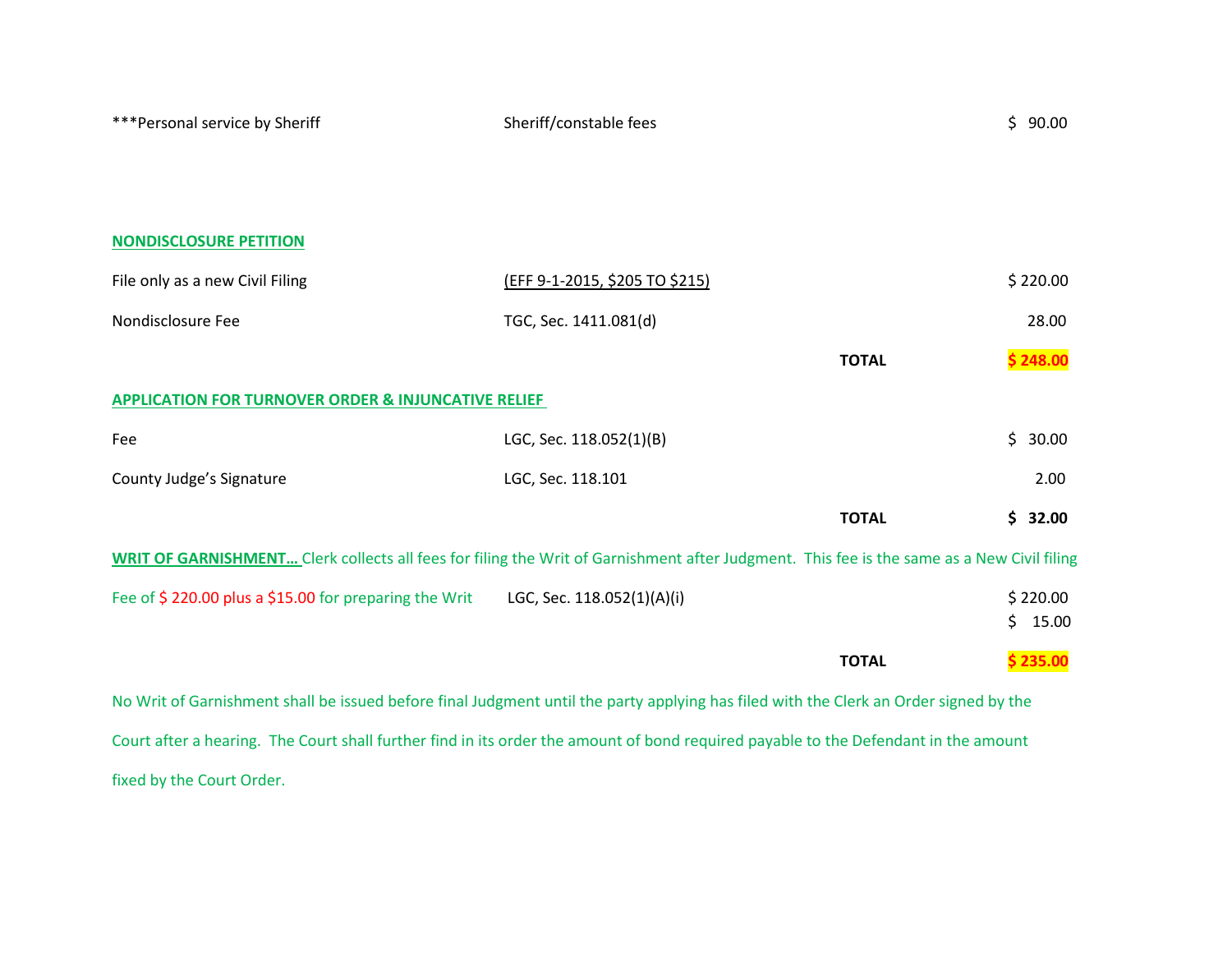| | | | |
|---|---|---|---|
| ***Personal service by Sheriff | Sheriff/constable fees | | $ 90.00 |

**NONDISCLOSURE PETITION**

| | | | |
|---|---|---|---|
| File only as a new Civil Filing | (EFF 9-1-2015, $205 TO $215) | | $ 220.00 |
| Nondisclosure Fee | TGC, Sec. 1411.081(d) | | 28.00 |
| | | **TOTAL** | **$ 248.00** |

**APPLICATION FOR TURNOVER ORDER & INJUNCATIVE RELIEF**

| | | | |
|---|---|---|---|
| Fee | LGC, Sec. 118.052(1)(B) | | $ 30.00 |
| County Judge's Signature | LGC, Sec. 118.101 | | 2.00 |
| | | **TOTAL** | **$ 32.00** |

**WRIT OF GARNISHMENT…** Clerk collects all fees for filing the Writ of Garnishment after Judgment. This fee is the same as a New Civil filing

| | | | |
|---|---|---|---|
| Fee of $ 220.00 plus a $15.00 for preparing the Writ | LGC, Sec. 118.052(1)(A)(i) | | $ 220.00<br>$ 15.00 |
| | | **TOTAL** | **$ 235.00** |

No Writ of Garnishment shall be issued before final Judgment until the party applying has filed with the Clerk an Order signed by the Court after a hearing. The Court shall further find in its order the amount of bond required payable to the Defendant in the amount fixed by the Court Order.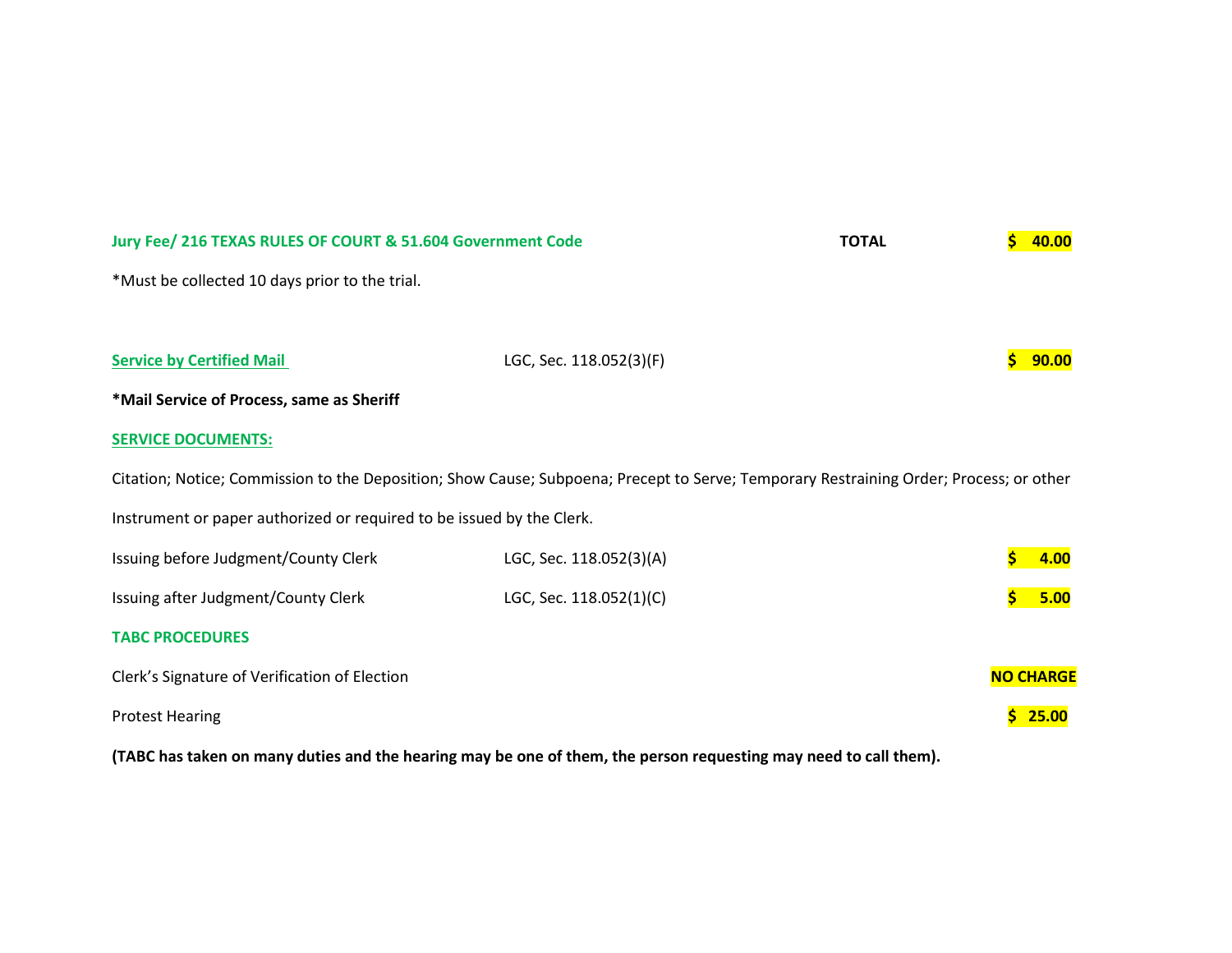**Jury Fee/ 216 TEXAS RULES OF COURT & 51.604 Government Code** **TOTAL** **$ 40.00**

*Must be collected 10 days prior to the trial.

| | | |
|---|---|---|
| **Service by Certified Mail** | LGC, Sec. 118.052(3)(F) | **$ 90.00** |

***Mail Service of Process, same as Sheriff**

**SERVICE DOCUMENTS:**

Citation; Notice; Commission to the Deposition; Show Cause; Subpoena; Precept to Serve; Temporary Restraining Order; Process; or other Instrument or paper authorized or required to be issued by the Clerk.

| | | |
|---|---|---|
| Issuing before Judgment/County Clerk | LGC, Sec. 118.052(3)(A) | **$ 4.00** |
| Issuing after Judgment/County Clerk | LGC, Sec. 118.052(1)(C) | **$ 5.00** |

**TABC PROCEDURES**

| | |
|---|---|
| Clerk's Signature of Verification of Election | **NO CHARGE** |
| Protest Hearing | **$ 25.00** |

**(TABC has taken on many duties and the hearing may be one of them, the person requesting may need to call them).**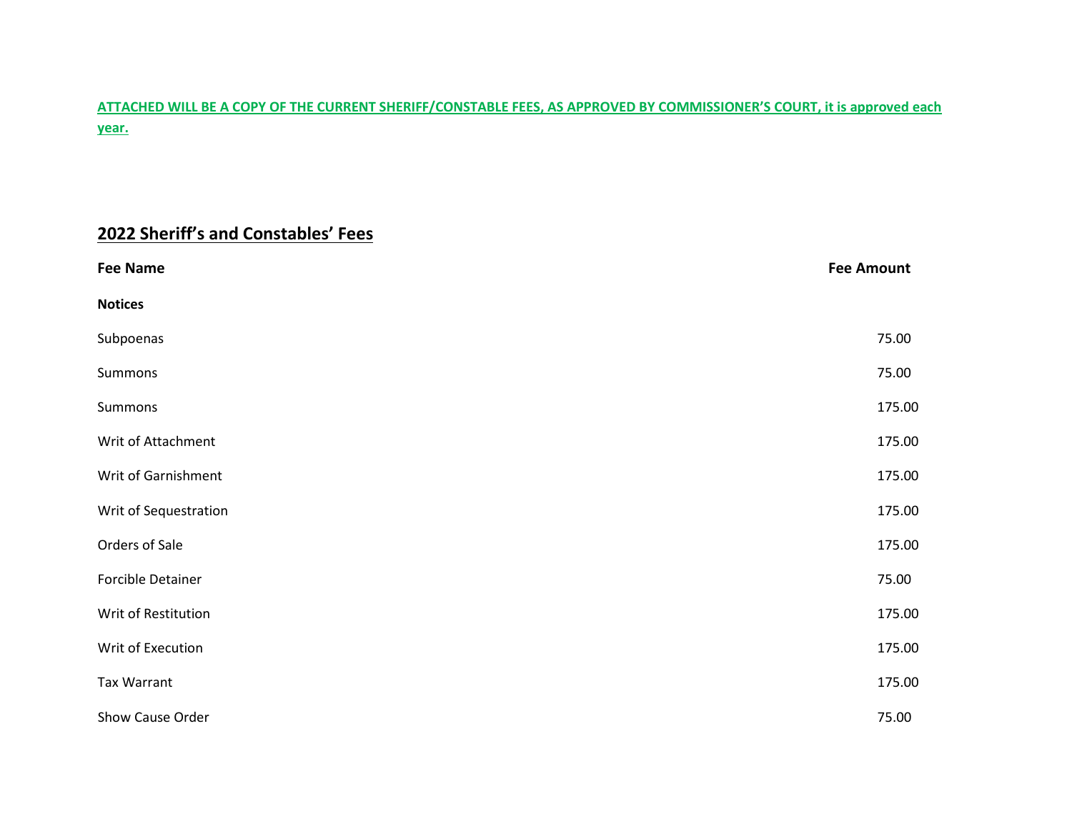**ATTACHED WILL BE A COPY OF THE CURRENT SHERIFF/CONSTABLE FEES, AS APPROVED BY COMMISSIONER'S COURT, it is approved each year.**

## 2022 Sheriff's and Constables' Fees

| Fee Name | Fee Amount |
|---|---|
| **Notices** | |
| Subpoenas | 75.00 |
| Summons | 75.00 |
| Summons | 175.00 |
| Writ of Attachment | 175.00 |
| Writ of Garnishment | 175.00 |
| Writ of Sequestration | 175.00 |
| Orders of Sale | 175.00 |
| Forcible Detainer | 75.00 |
| Writ of Restitution | 175.00 |
| Writ of Execution | 175.00 |
| Tax Warrant | 175.00 |
| Show Cause Order | 75.00 |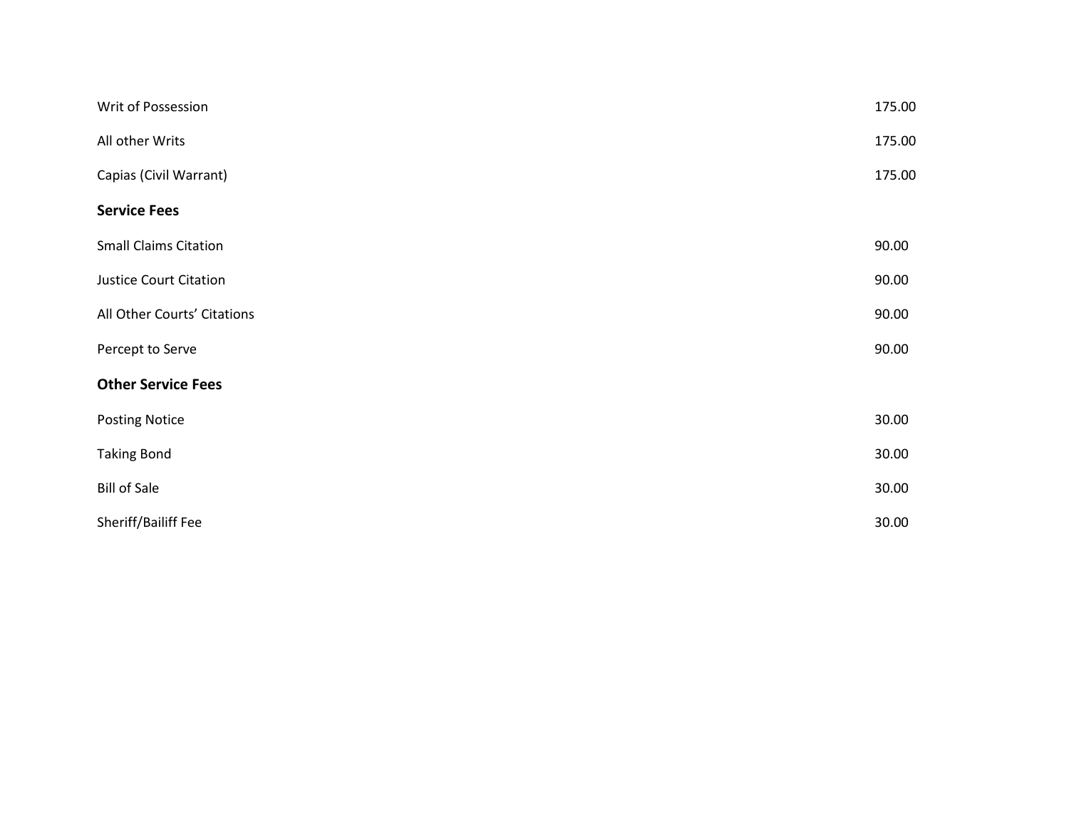| | |
|---|---|
| Writ of Possession | 175.00 |
| All other Writs | 175.00 |
| Capias (Civil Warrant) | 175.00 |
| **Service Fees** | |
| Small Claims Citation | 90.00 |
| Justice Court Citation | 90.00 |
| All Other Courts' Citations | 90.00 |
| Percept to Serve | 90.00 |
| **Other Service Fees** | |
| Posting Notice | 30.00 |
| Taking Bond | 30.00 |
| Bill of Sale | 30.00 |
| Sheriff/Bailiff Fee | 30.00 |